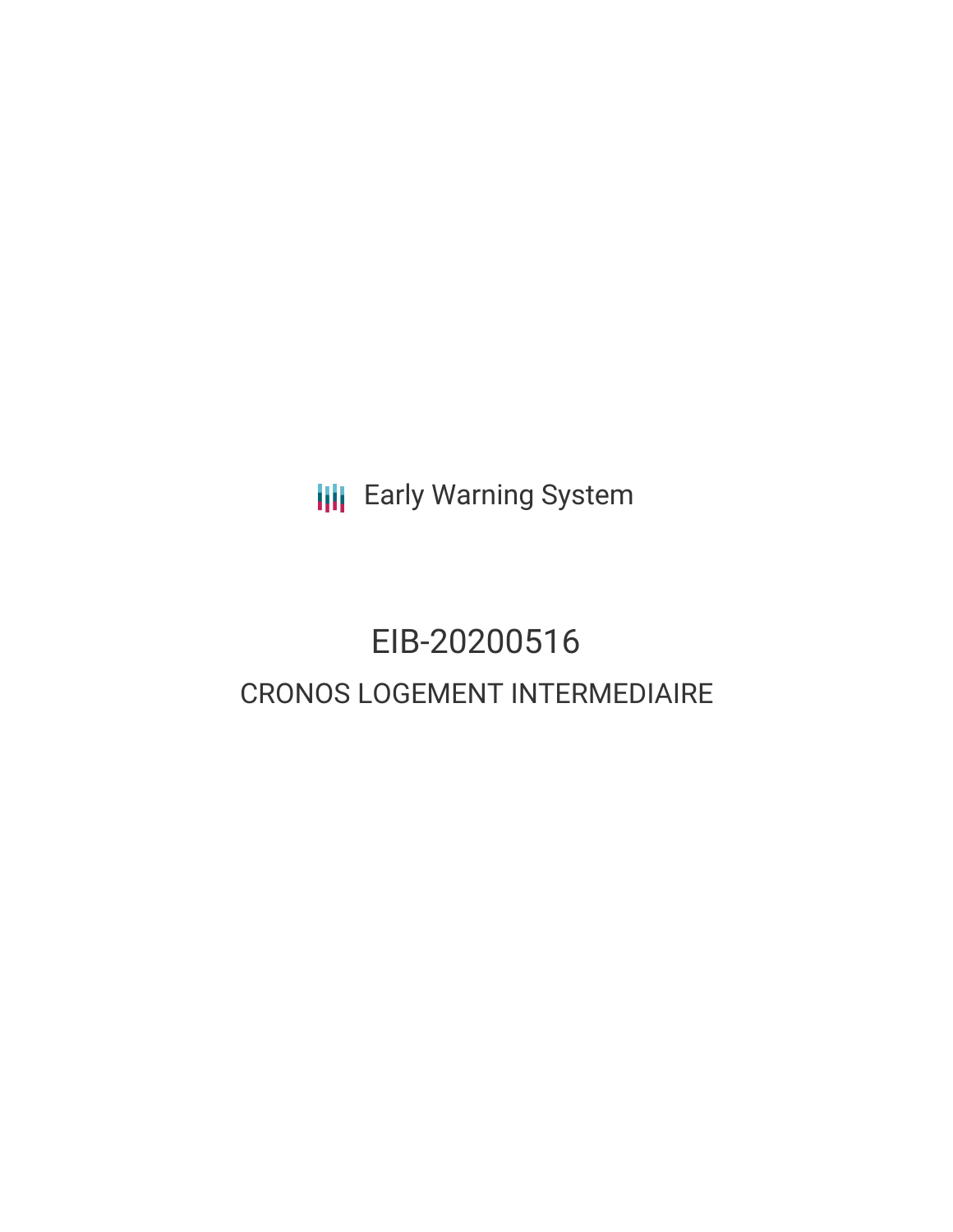Early Warning System

# EIB-20200516

## CRONOS LOGEMENT INTERMEDIAIRE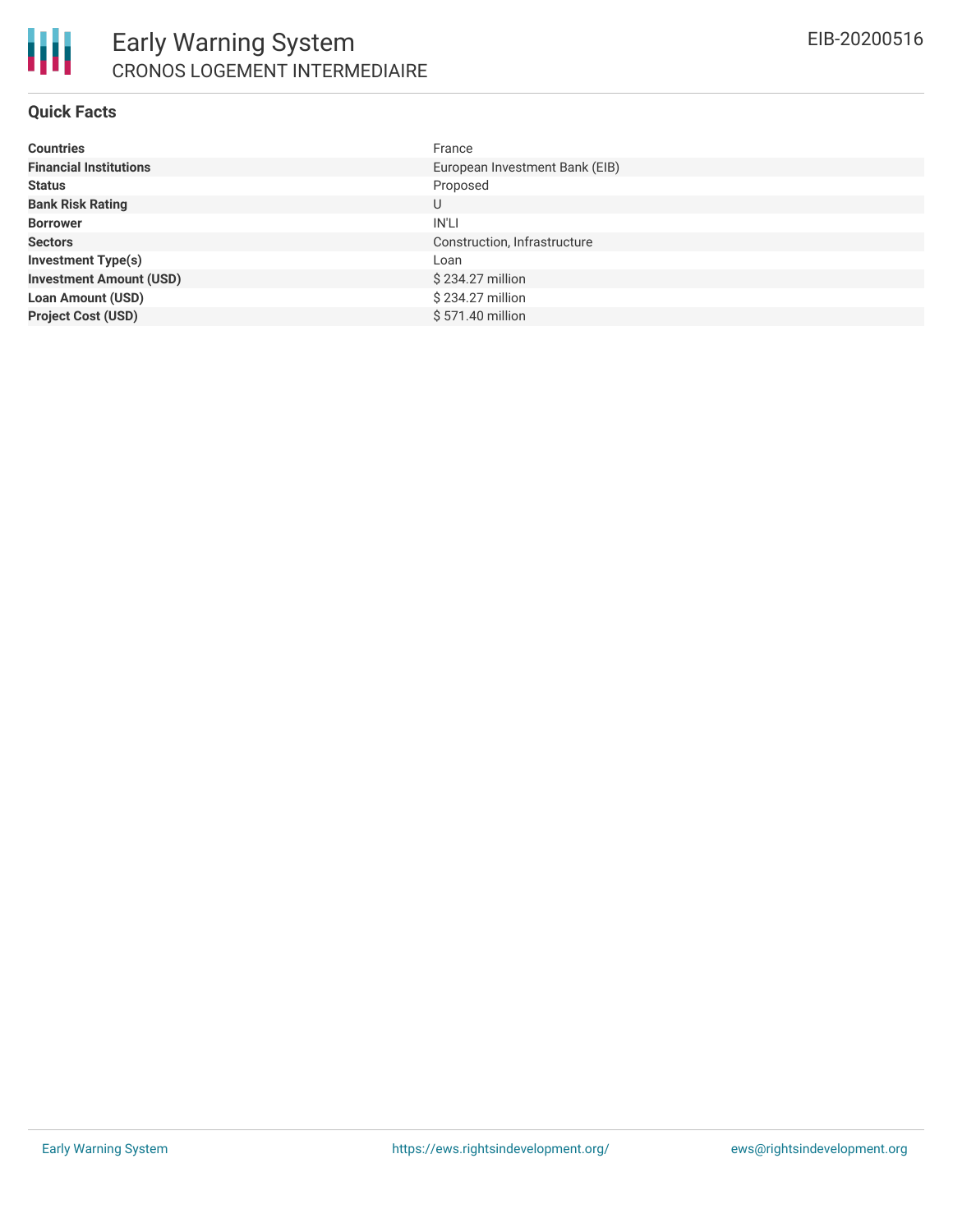# Early Warning System

## CRONOS LOGEMENT INTERMEDIAIRE

EIB-20200516

### Quick Facts

| | |
|---|---|
| **Countries** | France |
| **Financial Institutions** | European Investment Bank (EIB) |
| **Status** | Proposed |
| **Bank Risk Rating** | U |
| **Borrower** | IN'LI |
| **Sectors** | Construction, Infrastructure |
| **Investment Type(s)** | Loan |
| **Investment Amount (USD)** | $ 234.27 million |
| **Loan Amount (USD)** | $ 234.27 million |
| **Project Cost (USD)** | $ 571.40 million |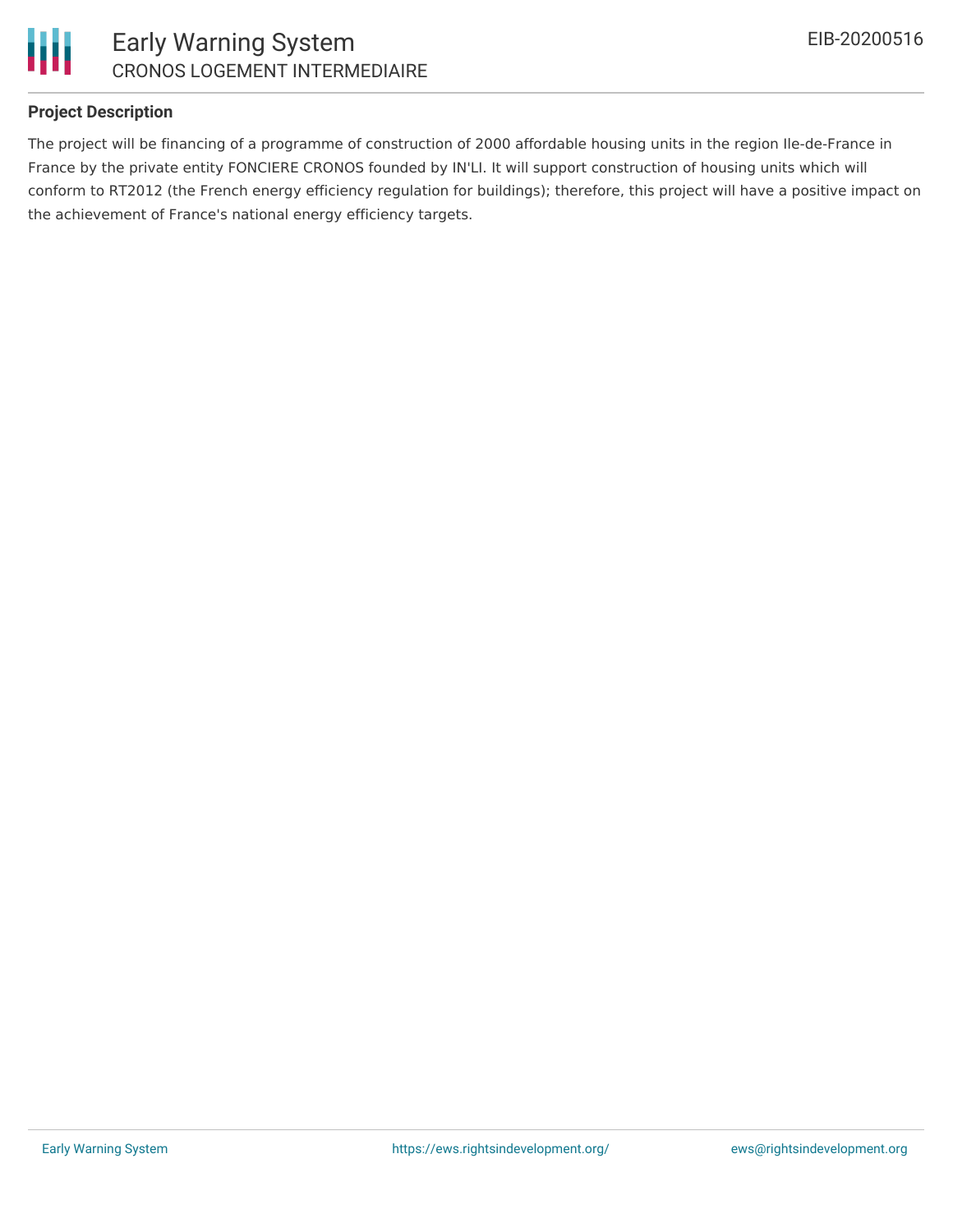## Project Description

The project will be financing of a programme of construction of 2000 affordable housing units in the region Ile-de-France in France by the private entity FONCIERE CRONOS founded by IN'LI. It will support construction of housing units which will conform to RT2012 (the French energy efficiency regulation for buildings); therefore, this project will have a positive impact on the achievement of France's national energy efficiency targets.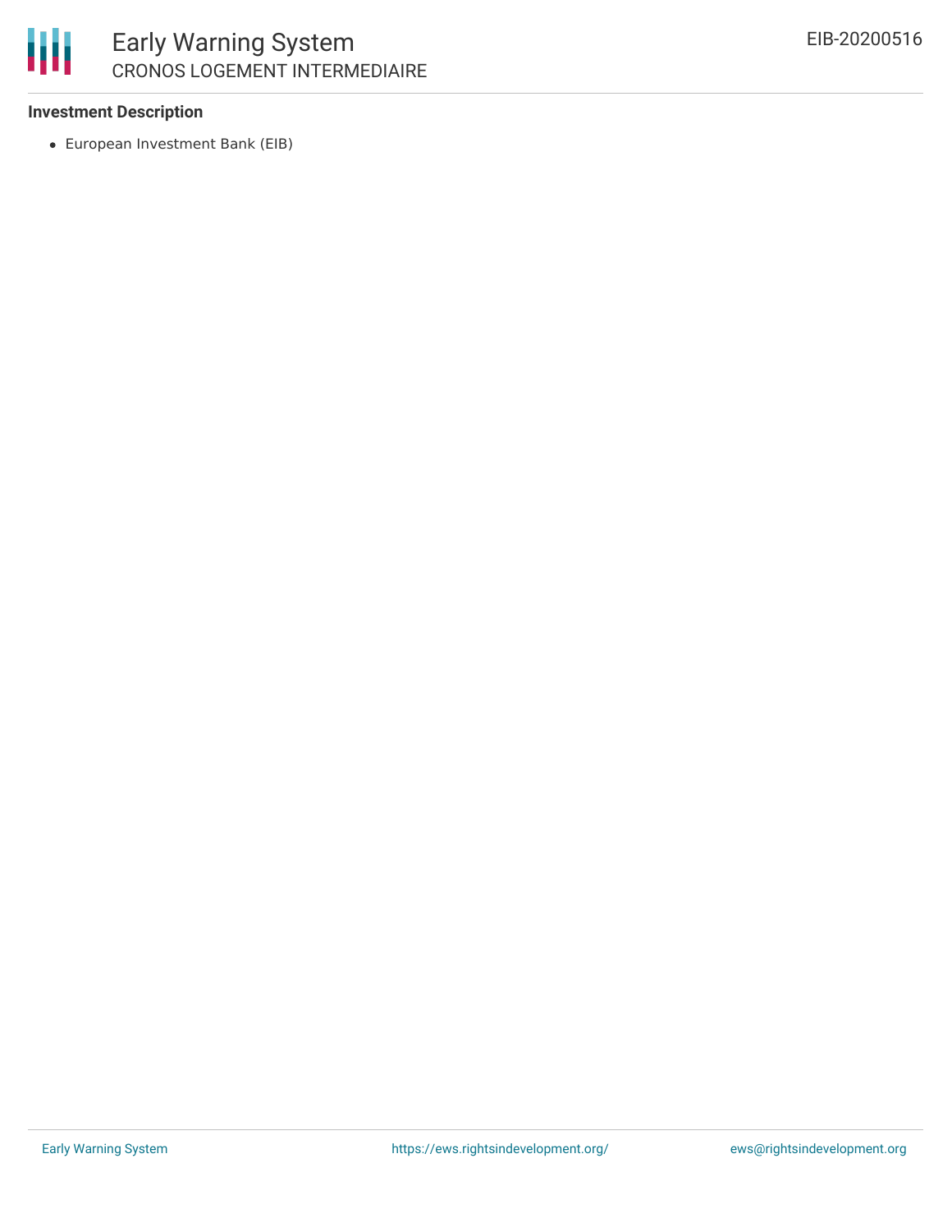**Investment Description**

- European Investment Bank (EIB)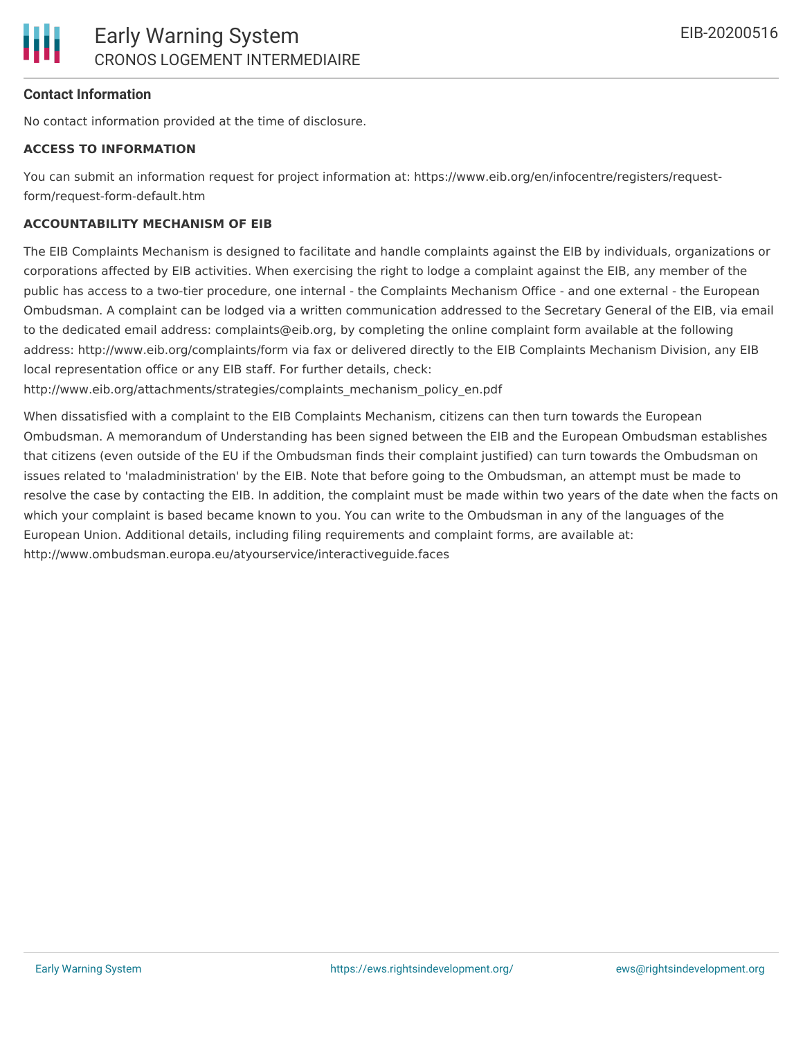**Contact Information**

No contact information provided at the time of disclosure.

**ACCESS TO INFORMATION**

You can submit an information request for project information at: https://www.eib.org/en/infocentre/registers/request-form/request-form-default.htm

**ACCOUNTABILITY MECHANISM OF EIB**

The EIB Complaints Mechanism is designed to facilitate and handle complaints against the EIB by individuals, organizations or corporations affected by EIB activities. When exercising the right to lodge a complaint against the EIB, any member of the public has access to a two-tier procedure, one internal - the Complaints Mechanism Office - and one external - the European Ombudsman. A complaint can be lodged via a written communication addressed to the Secretary General of the EIB, via email to the dedicated email address: complaints@eib.org, by completing the online complaint form available at the following address: http://www.eib.org/complaints/form via fax or delivered directly to the EIB Complaints Mechanism Division, any EIB local representation office or any EIB staff. For further details, check: http://www.eib.org/attachments/strategies/complaints_mechanism_policy_en.pdf

When dissatisfied with a complaint to the EIB Complaints Mechanism, citizens can then turn towards the European Ombudsman. A memorandum of Understanding has been signed between the EIB and the European Ombudsman establishes that citizens (even outside of the EU if the Ombudsman finds their complaint justified) can turn towards the Ombudsman on issues related to 'maladministration' by the EIB. Note that before going to the Ombudsman, an attempt must be made to resolve the case by contacting the EIB. In addition, the complaint must be made within two years of the date when the facts on which your complaint is based became known to you. You can write to the Ombudsman in any of the languages of the European Union. Additional details, including filing requirements and complaint forms, are available at: http://www.ombudsman.europa.eu/atyourservice/interactiveguide.faces